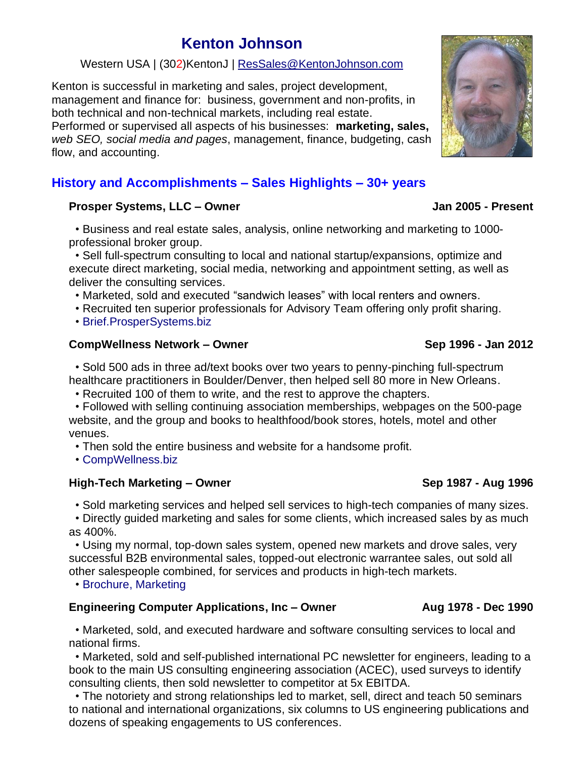# Kenton Johnson

Western USA | (302)KentonJ | ResSales@KentonJohnson.com

Kenton is successful in marketing and sales, project development, management and finance for: business, government and non-profits, in both technical and non-technical markets, including real estate. Performed or supervised all aspects of his businesses: **marketing, sales,** *web SEO, social media and pages*, management, finance, budgeting, cash flow, and accounting.

## History and Accomplishments – Sales Highlights – 30+ years

### Prosper Systems, LLC – Owner — Jan 2005 - Present

- Business and real estate sales, analysis, online networking and marketing to 1000-professional broker group.
- Sell full-spectrum consulting to local and national startup/expansions, optimize and execute direct marketing, social media, networking and appointment setting, as well as deliver the consulting services.
- Marketed, sold and executed "sandwich leases" with local renters and owners.
- Recruited ten superior professionals for Advisory Team offering only profit sharing.
- Brief.ProsperSystems.biz

### CompWellness Network – Owner — Sep 1996 - Jan 2012

- Sold 500 ads in three ad/text books over two years to penny-pinching full-spectrum healthcare practitioners in Boulder/Denver, then helped sell 80 more in New Orleans.
- Recruited 100 of them to write, and the rest to approve the chapters.
- Followed with selling continuing association memberships, webpages on the 500-page website, and the group and books to healthfood/book stores, hotels, motel and other venues.
- Then sold the entire business and website for a handsome profit.
- CompWellness.biz

### High-Tech Marketing – Owner — Sep 1987 - Aug 1996

- Sold marketing services and helped sell services to high-tech companies of many sizes.
- Directly guided marketing and sales for some clients, which increased sales by as much as 400%.
- Using my normal, top-down sales system, opened new markets and drove sales, very successful B2B environmental sales, topped-out electronic warrantee sales, out sold all other salespeople combined, for services and products in high-tech markets.
- Brochure, Marketing

### Engineering Computer Applications, Inc – Owner — Aug 1978 - Dec 1990

- Marketed, sold, and executed hardware and software consulting services to local and national firms.
- Marketed, sold and self-published international PC newsletter for engineers, leading to a book to the main US consulting engineering association (ACEC), used surveys to identify consulting clients, then sold newsletter to competitor at 5x EBITDA.
- The notoriety and strong relationships led to market, sell, direct and teach 50 seminars to national and international organizations, six columns to US engineering publications and dozens of speaking engagements to US conferences.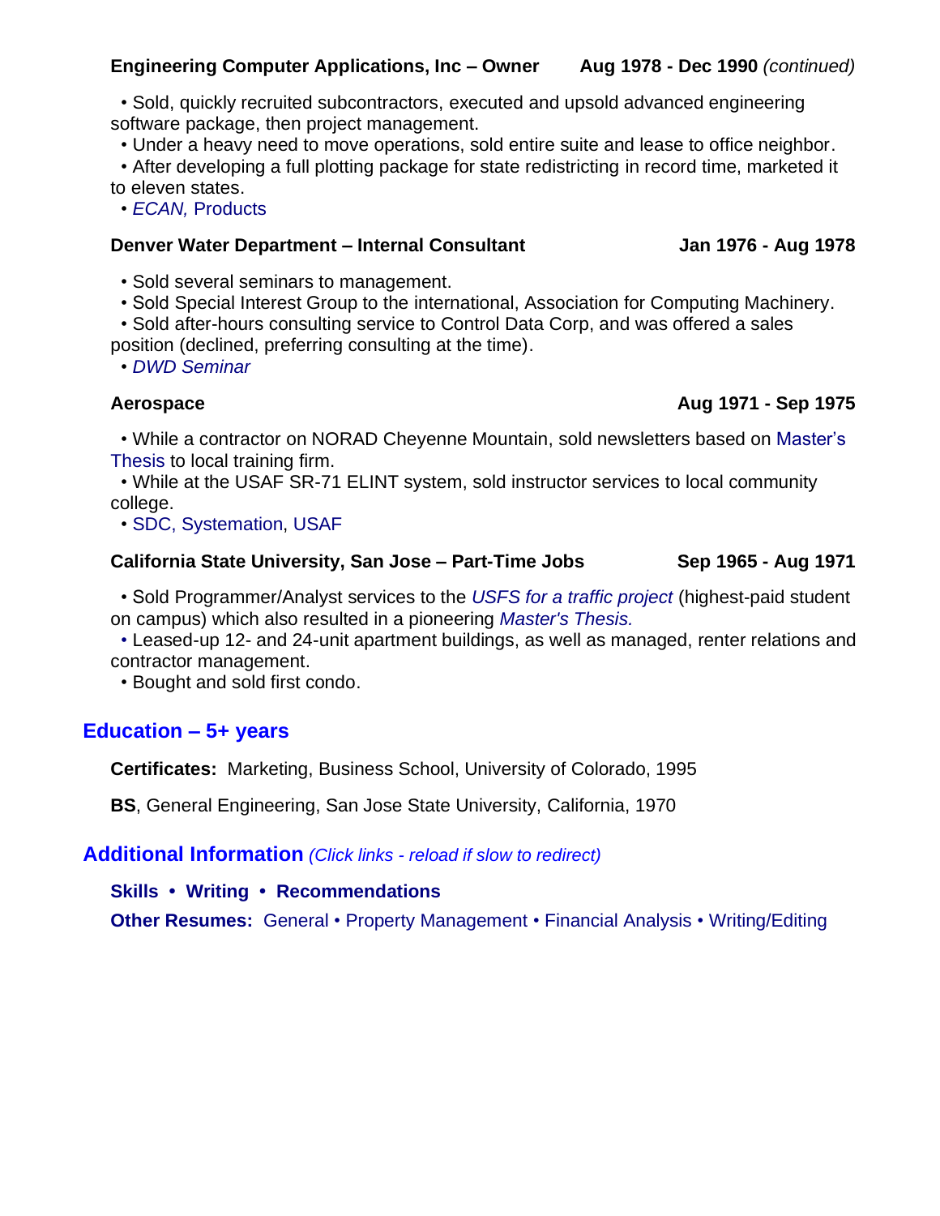**Engineering Computer Applications, Inc – Owner** **Aug 1978 - Dec 1990** *(continued)*

- Sold, quickly recruited subcontractors, executed and upsold advanced engineering software package, then project management.
- Under a heavy need to move operations, sold entire suite and lease to office neighbor.
- After developing a full plotting package for state redistricting in record time, marketed it to eleven states.
- *ECAN,* Products

**Denver Water Department – Internal Consultant** **Jan 1976 - Aug 1978**

- Sold several seminars to management.
- Sold Special Interest Group to the international, Association for Computing Machinery.
- Sold after-hours consulting service to Control Data Corp, and was offered a sales position (declined, preferring consulting at the time).
- *DWD Seminar*

**Aerospace** **Aug 1971 - Sep 1975**

- While a contractor on NORAD Cheyenne Mountain, sold newsletters based on Master's Thesis to local training firm.
- While at the USAF SR-71 ELINT system, sold instructor services to local community college.
- SDC, Systemation, USAF

**California State University, San Jose – Part-Time Jobs** **Sep 1965 - Aug 1971**

- Sold Programmer/Analyst services to the *USFS for a traffic project* (highest-paid student on campus) which also resulted in a pioneering *Master's Thesis.*
- Leased-up 12- and 24-unit apartment buildings, as well as managed, renter relations and contractor management.
- Bought and sold first condo.

## Education – 5+ years

**Certificates:** Marketing, Business School, University of Colorado, 1995

**BS**, General Engineering, San Jose State University, California, 1970

## Additional Information *(Click links - reload if slow to redirect)*

**Skills • Writing • Recommendations**

**Other Resumes:** General • Property Management • Financial Analysis • Writing/Editing